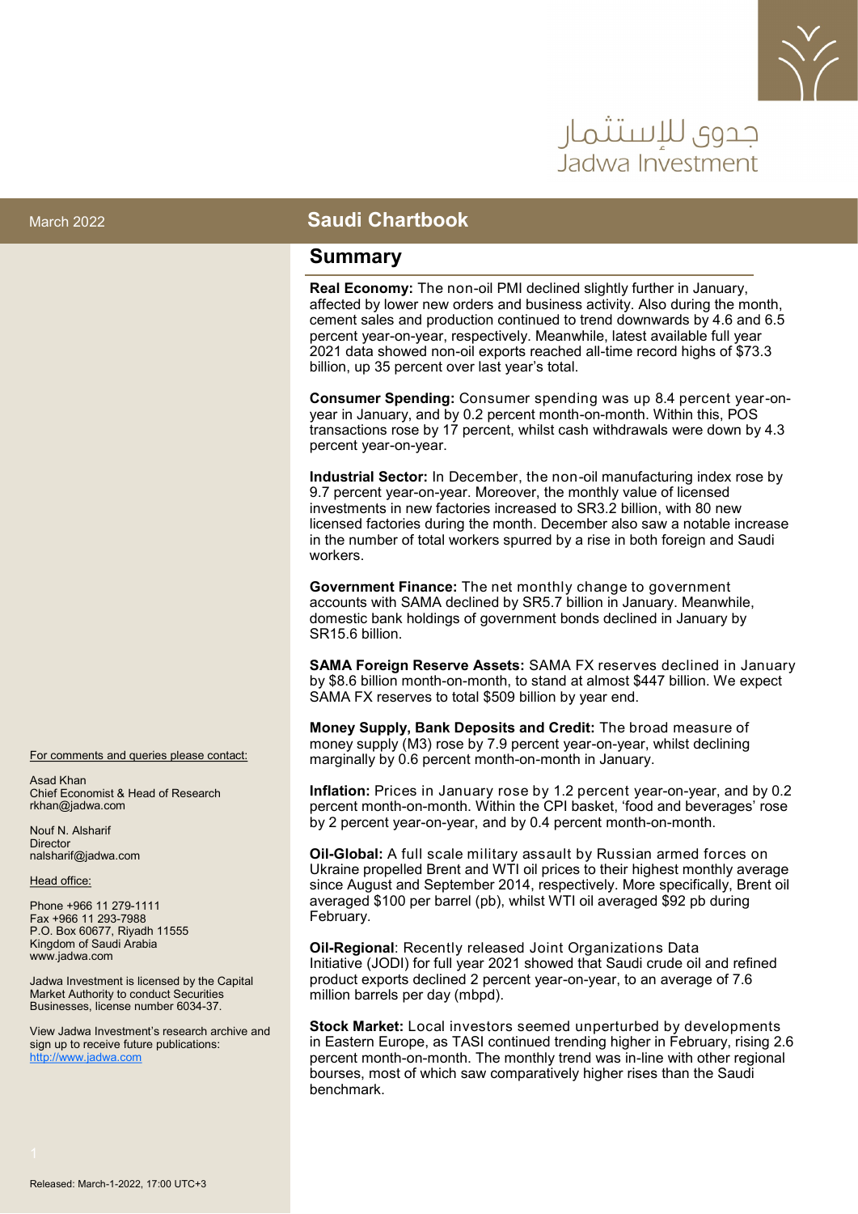جدوى للإستثمار
Jadwa Investment

March 2022

# Saudi Chartbook

## Summary

**Real Economy:** The non-oil PMI declined slightly further in January, affected by lower new orders and business activity. Also during the month, cement sales and production continued to trend downwards by 4.6 and 6.5 percent year-on-year, respectively. Meanwhile, latest available full year 2021 data showed non-oil exports reached all-time record highs of $73.3 billion, up 35 percent over last year's total.

**Consumer Spending:** Consumer spending was up 8.4 percent year-on-year in January, and by 0.2 percent month-on-month. Within this, POS transactions rose by 17 percent, whilst cash withdrawals were down by 4.3 percent year-on-year.

**Industrial Sector:** In December, the non-oil manufacturing index rose by 9.7 percent year-on-year. Moreover, the monthly value of licensed investments in new factories increased to SR3.2 billion, with 80 new licensed factories during the month. December also saw a notable increase in the number of total workers spurred by a rise in both foreign and Saudi workers.

**Government Finance:** The net monthly change to government accounts with SAMA declined by SR5.7 billion in January. Meanwhile, domestic bank holdings of government bonds declined in January by SR15.6 billion.

**SAMA Foreign Reserve Assets:** SAMA FX reserves declined in January by $8.6 billion month-on-month, to stand at almost $447 billion. We expect SAMA FX reserves to total $509 billion by year end.

**Money Supply, Bank Deposits and Credit:** The broad measure of money supply (M3) rose by 7.9 percent year-on-year, whilst declining marginally by 0.6 percent month-on-month in January.

**Inflation:** Prices in January rose by 1.2 percent year-on-year, and by 0.2 percent month-on-month. Within the CPI basket, 'food and beverages' rose by 2 percent year-on-year, and by 0.4 percent month-on-month.

**Oil-Global:** A full scale military assault by Russian armed forces on Ukraine propelled Brent and WTI oil prices to their highest monthly average since August and September 2014, respectively. More specifically, Brent oil averaged $100 per barrel (pb), whilst WTI oil averaged $92 pb during February.

**Oil-Regional**: Recently released Joint Organizations Data Initiative (JODI) for full year 2021 showed that Saudi crude oil and refined product exports declined 2 percent year-on-year, to an average of 7.6 million barrels per day (mbpd).

**Stock Market:** Local investors seemed unperturbed by developments in Eastern Europe, as TASI continued trending higher in February, rising 2.6 percent month-on-month. The monthly trend was in-line with other regional bourses, most of which saw comparatively higher rises than the Saudi benchmark.

For comments and queries please contact:

Asad Khan
Chief Economist & Head of Research
rkhan@jadwa.com

Nouf N. Alsharif
Director
nalsharif@jadwa.com

Head office:

Phone +966 11 279-1111
Fax +966 11 293-7988
P.O. Box 60677, Riyadh 11555
Kingdom of Saudi Arabia
www.jadwa.com

Jadwa Investment is licensed by the Capital Market Authority to conduct Securities Businesses, license number 6034-37.

View Jadwa Investment's research archive and sign up to receive future publications:
http://www.jadwa.com

Released: March-1-2022, 17:00 UTC+3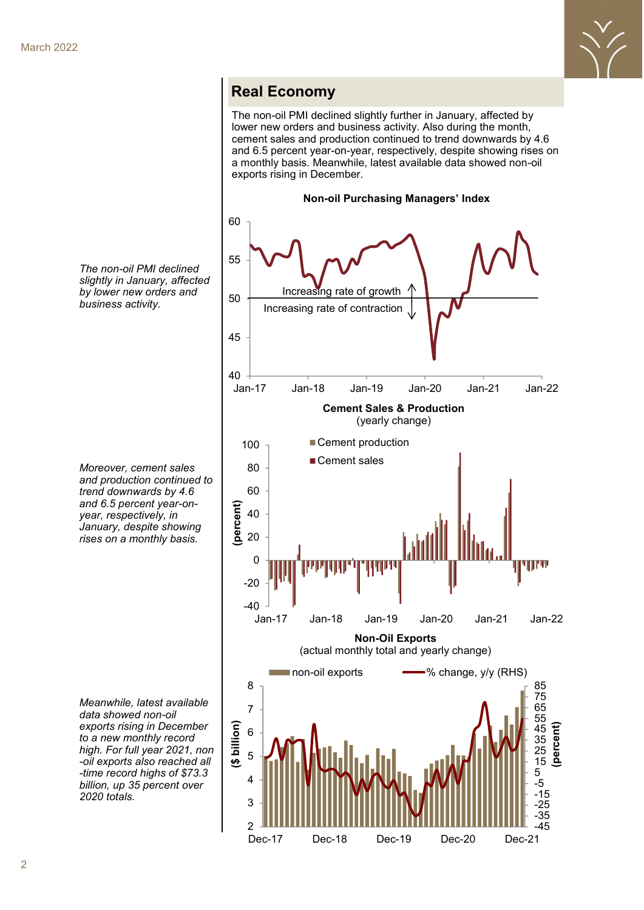## Real Economy

The non-oil PMI declined slightly further in January, affected by lower new orders and business activity. Also during the month, cement sales and production continued to trend downwards by 4.6 and 6.5 percent year-on-year, respectively, despite showing rises on a monthly basis. Meanwhile, latest available data showed non-oil exports rising in December.

*The non-oil PMI declined slightly in January, affected by lower new orders and business activity.*

**Non-oil Purchasing Managers' Index**

*Moreover, cement sales and production continued to trend downwards by 4.6 and 6.5 percent year-on-year, respectively, in January, despite showing rises on a monthly basis.*

**Cement Sales & Production**
(yearly change)

*Meanwhile, latest available data showed non-oil exports rising in December to a new monthly record high. For full year 2021, non-oil exports also reached all-time record highs of $73.3 billion, up 35 percent over 2020 totals.*

**Non-Oil Exports**
(actual monthly total and yearly change)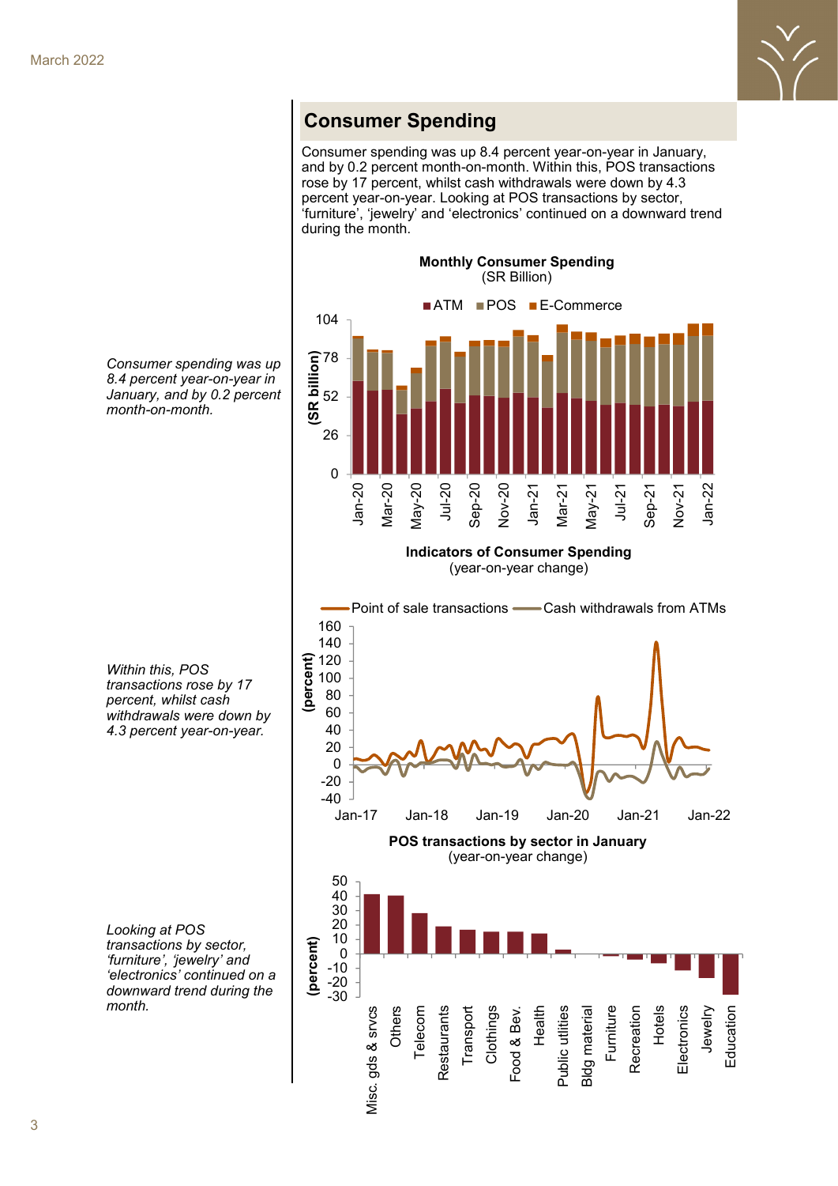## Consumer Spending

Consumer spending was up 8.4 percent year-on-year in January, and by 0.2 percent month-on-month. Within this, POS transactions rose by 17 percent, whilst cash withdrawals were down by 4.3 percent year-on-year. Looking at POS transactions by sector, 'furniture', 'jewelry' and 'electronics' continued on a downward trend during the month.

*Consumer spending was up 8.4 percent year-on-year in January, and by 0.2 percent month-on-month.*

**Monthly Consumer Spending**
(SR Billion)

**Indicators of Consumer Spending**
(year-on-year change)

*Within this, POS transactions rose by 17 percent, whilst cash withdrawals were down by 4.3 percent year-on-year.*

**POS transactions by sector in January**
(year-on-year change)

*Looking at POS transactions by sector, 'furniture', 'jewelry' and 'electronics' continued on a downward trend during the month.*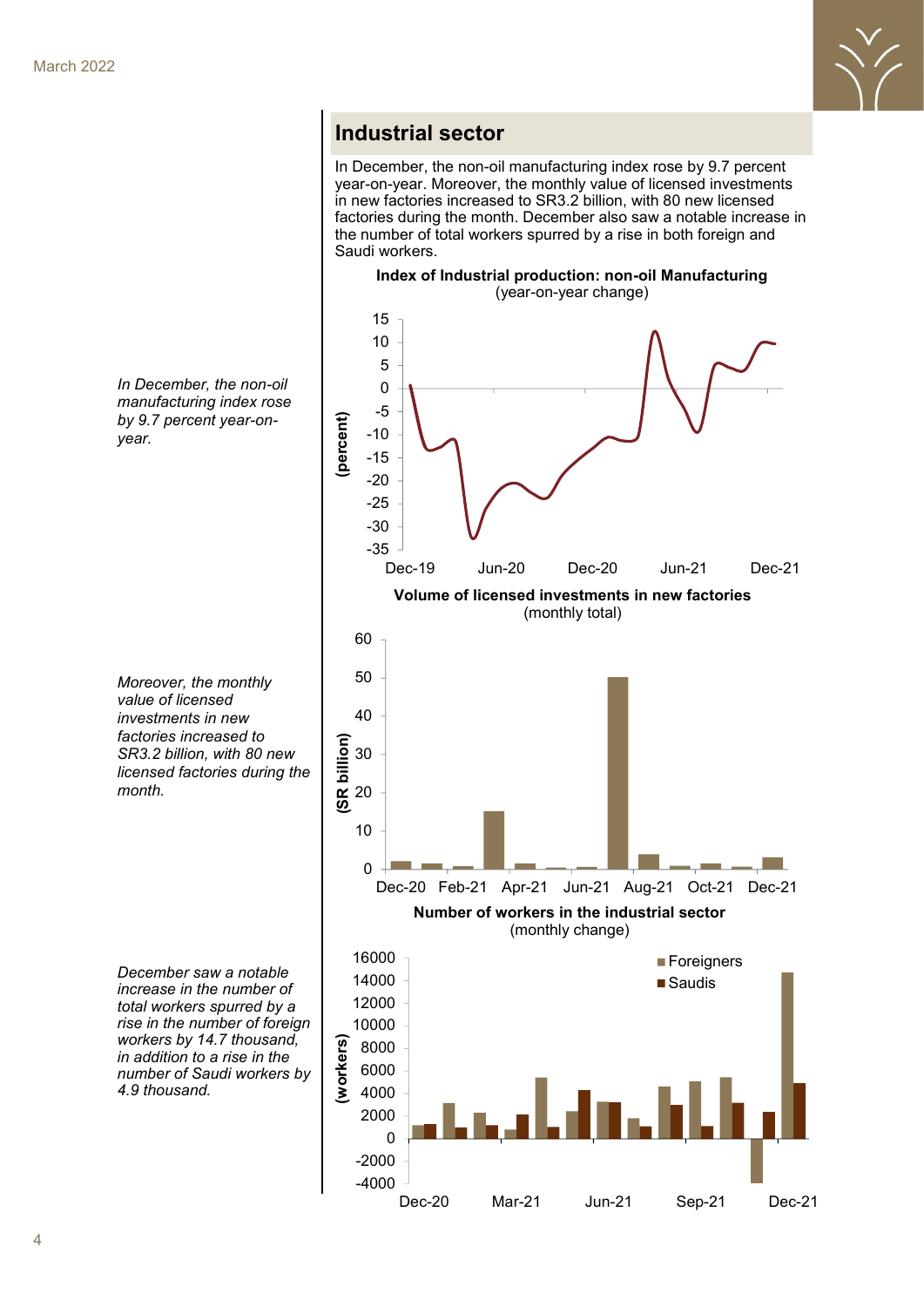## Industrial sector

In December, the non-oil manufacturing index rose by 9.7 percent year-on-year. Moreover, the monthly value of licensed investments in new factories increased to SR3.2 billion, with 80 new licensed factories during the month. December also saw a notable increase in the number of total workers spurred by a rise in both foreign and Saudi workers.

*In December, the non-oil manufacturing index rose by 9.7 percent year-on-year.*

**Index of Industrial production: non-oil Manufacturing**
(year-on-year change)

*Moreover, the monthly value of licensed investments in new factories increased to SR3.2 billion, with 80 new licensed factories during the month.*

**Volume of licensed investments in new factories**
(monthly total)

*December saw a notable increase in the number of total workers spurred by a rise in the number of foreign workers by 14.7 thousand, in addition to a rise in the number of Saudi workers by 4.9 thousand.*

**Number of workers in the industrial sector**
(monthly change)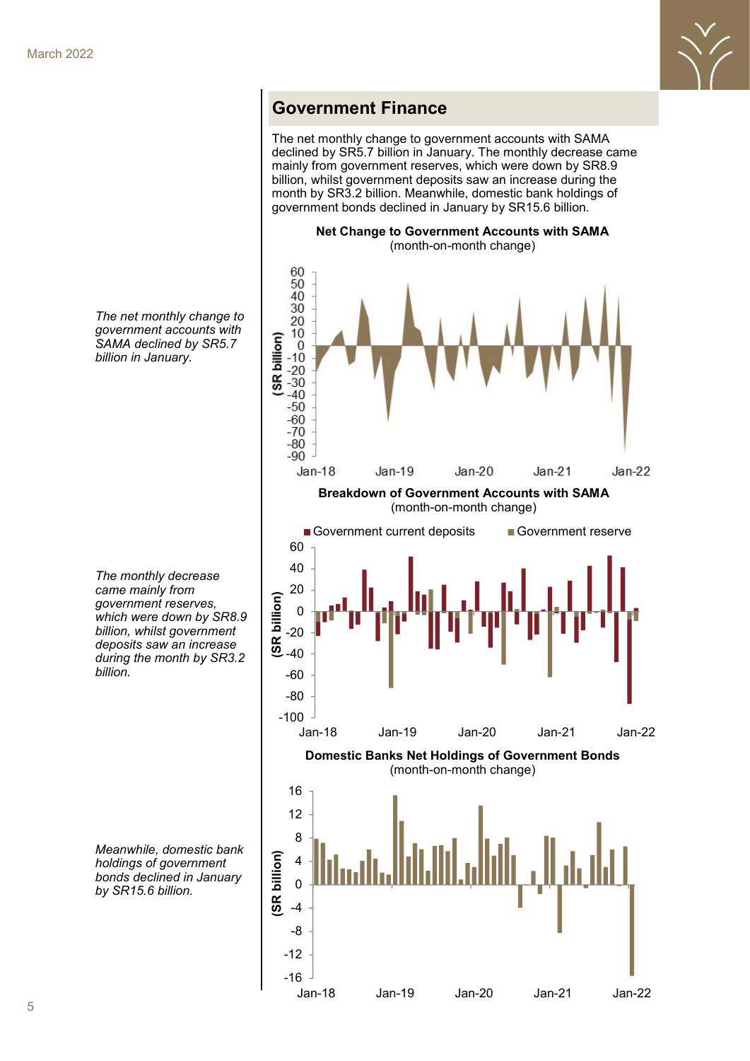## Government Finance

*The net monthly change to government accounts with SAMA declined by SR5.7 billion in January.*

The net monthly change to government accounts with SAMA declined by SR5.7 billion in January. The monthly decrease came mainly from government reserves, which were down by SR8.9 billion, whilst government deposits saw an increase during the month by SR3.2 billion. Meanwhile, domestic bank holdings of government bonds declined in January by SR15.6 billion.

**Net Change to Government Accounts with SAMA**
(month-on-month change)

*The monthly decrease came mainly from government reserves, which were down by SR8.9 billion, whilst government deposits saw an increase during the month by SR3.2 billion.*

**Breakdown of Government Accounts with SAMA**
(month-on-month change)

*Meanwhile, domestic bank holdings of government bonds declined in January by SR15.6 billion.*

**Domestic Banks Net Holdings of Government Bonds**
(month-on-month change)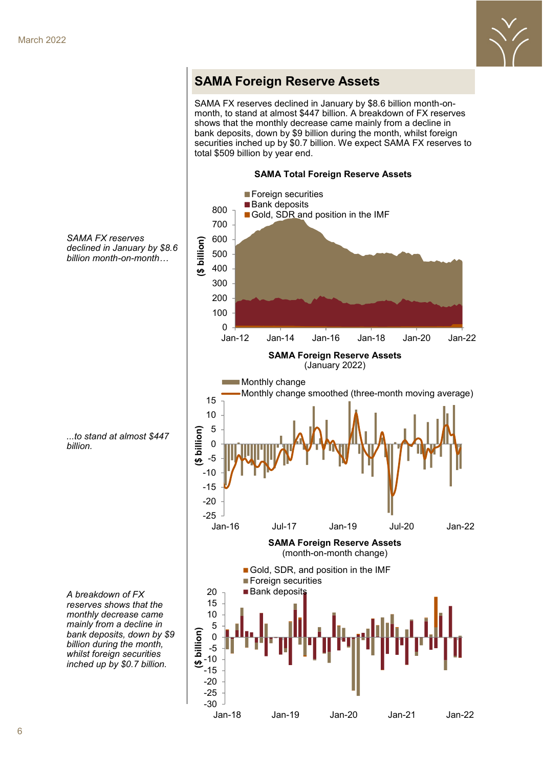## SAMA Foreign Reserve Assets

SAMA FX reserves declined in January by $8.6 billion month-on-month, to stand at almost $447 billion. A breakdown of FX reserves shows that the monthly decrease came mainly from a decline in bank deposits, down by $9 billion during the month, whilst foreign securities inched up by $0.7 billion. We expect SAMA FX reserves to total $509 billion by year end.

*SAMA FX reserves declined in January by $8.6 billion month-on-month…*

**SAMA Total Foreign Reserve Assets**

**SAMA Foreign Reserve Assets**
(January 2022)

*...to stand at almost $447 billion.*

**SAMA Foreign Reserve Assets**
(month-on-month change)

*A breakdown of FX reserves shows that the monthly decrease came mainly from a decline in bank deposits, down by $9 billion during the month, whilst foreign securities inched up by $0.7 billion.*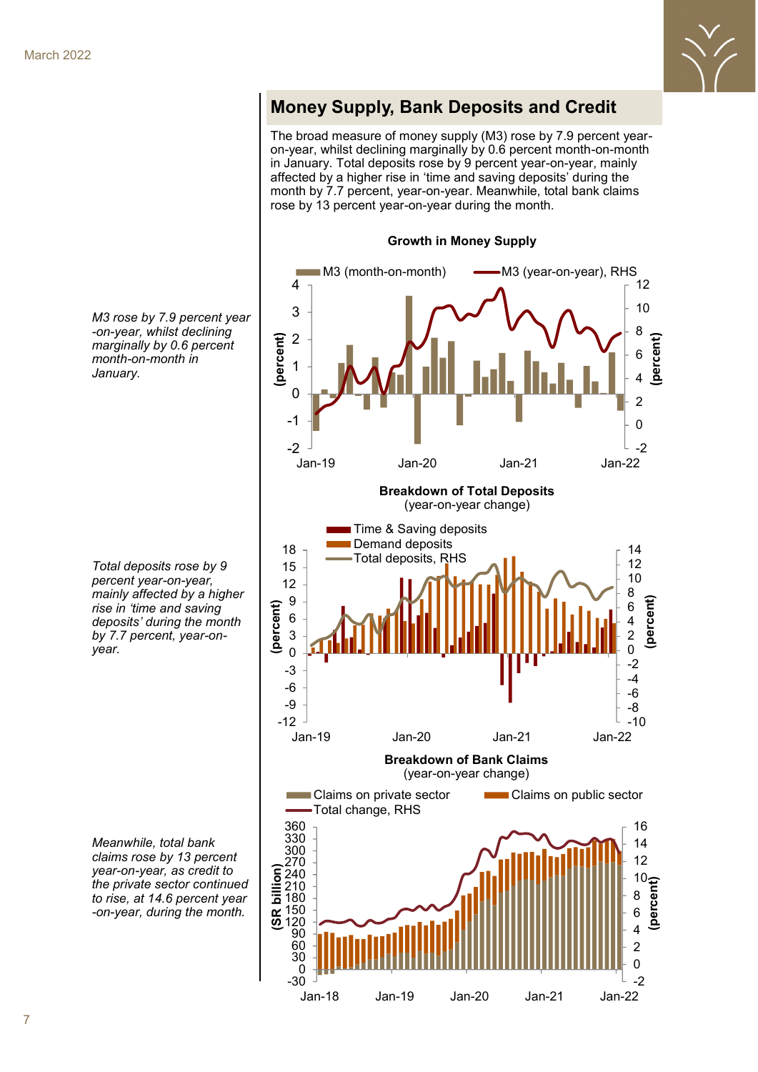## Money Supply, Bank Deposits and Credit

The broad measure of money supply (M3) rose by 7.9 percent year-on-year, whilst declining marginally by 0.6 percent month-on-month in January. Total deposits rose by 9 percent year-on-year, mainly affected by a higher rise in 'time and saving deposits' during the month by 7.7 percent, year-on-year. Meanwhile, total bank claims rose by 13 percent year-on-year during the month.

*M3 rose by 7.9 percent year-on-year, whilst declining marginally by 0.6 percent month-on-month in January.*

**Growth in Money Supply**

M3 (month-on-month) — M3 (year-on-year), RHS

**Breakdown of Total Deposits**
(year-on-year change)

Time & Saving deposits — Demand deposits — Total deposits, RHS

*Total deposits rose by 9 percent year-on-year, mainly affected by a higher rise in 'time and saving deposits' during the month by 7.7 percent, year-on-year.*

**Breakdown of Bank Claims**
(year-on-year change)

Claims on private sector — Claims on public sector — Total change, RHS

*Meanwhile, total bank claims rose by 13 percent year-on-year, as credit to the private sector continued to rise, at 14.6 percent year-on-year, during the month.*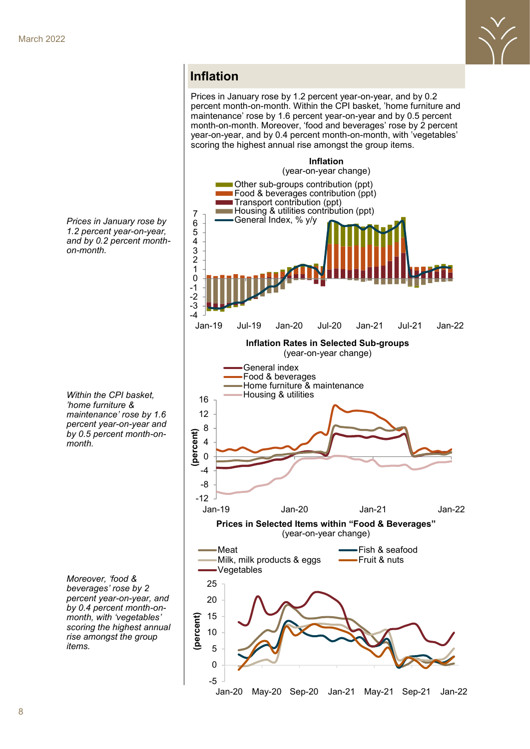## Inflation

Prices in January rose by 1.2 percent year-on-year, and by 0.2 percent month-on-month. Within the CPI basket, 'home furniture and maintenance' rose by 1.6 percent year-on-year and by 0.5 percent month-on-month. Moreover, 'food and beverages' rose by 2 percent year-on-year, and by 0.4 percent month-on-month, with 'vegetables' scoring the highest annual rise amongst the group items.

*Prices in January rose by 1.2 percent year-on-year, and by 0.2 percent month-on-month.*

**Inflation**
(year-on-year change)

Other sub-groups contribution (ppt)
Food & beverages contribution (ppt)
Transport contribution (ppt)
Housing & utilities contribution (ppt)
General Index, % y/y

*Within the CPI basket, 'home furniture & maintenance' rose by 1.6 percent year-on-year and by 0.5 percent month-on-month.*

**Inflation Rates in Selected Sub-groups**
(year-on-year change)

General index
Food & beverages
Home furniture & maintenance
Housing & utilities

*Moreover, 'food & beverages' rose by 2 percent year-on-year, and by 0.4 percent month-on-month, with 'vegetables' scoring the highest annual rise amongst the group items.*

**Prices in Selected Items within "Food & Beverages"**
(year-on-year change)

Meat
Milk, milk products & eggs
Vegetables
Fish & seafood
Fruit & nuts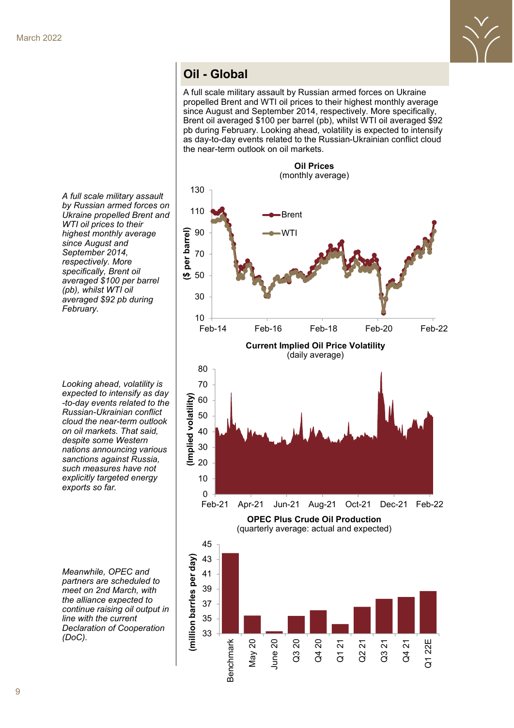## Oil - Global

A full scale military assault by Russian armed forces on Ukraine propelled Brent and WTI oil prices to their highest monthly average since August and September 2014, respectively. More specifically, Brent oil averaged $100 per barrel (pb), whilst WTI oil averaged $92 pb during February. Looking ahead, volatility is expected to intensify as day-to-day events related to the Russian-Ukrainian conflict cloud the near-term outlook on oil markets.

*A full scale military assault by Russian armed forces on Ukraine propelled Brent and WTI oil prices to their highest monthly average since August and September 2014, respectively. More specifically, Brent oil averaged $100 per barrel (pb), whilst WTI oil averaged $92 pb during February.*

**Oil Prices**
(monthly average)

*Looking ahead, volatility is expected to intensify as day-to-day events related to the Russian-Ukrainian conflict cloud the near-term outlook on oil markets. That said, despite some Western nations announcing various sanctions against Russia, such measures have not explicitly targeted energy exports so far.*

**Current Implied Oil Price Volatility**
(daily average)

*Meanwhile, OPEC and partners are scheduled to meet on 2nd March, with the alliance expected to continue raising oil output in line with the current Declaration of Cooperation (DoC).*

**OPEC Plus Crude Oil Production**
(quarterly average: actual and expected)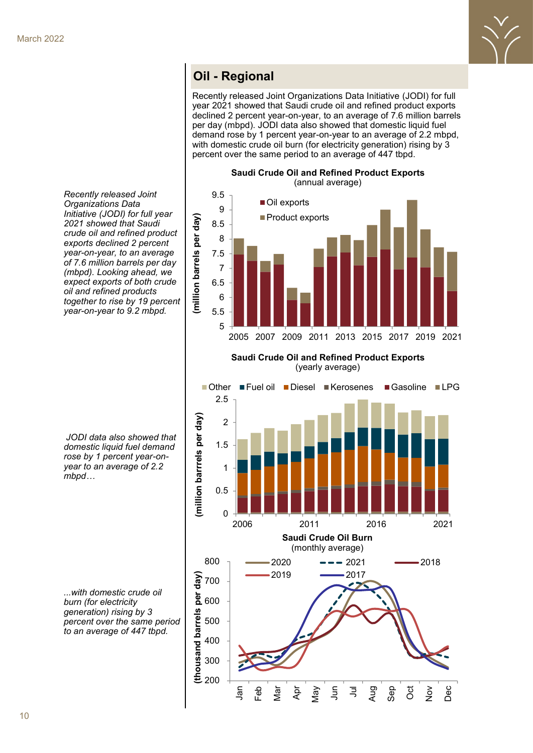## Oil - Regional

Recently released Joint Organizations Data Initiative (JODI) for full year 2021 showed that Saudi crude oil and refined product exports declined 2 percent year-on-year, to an average of 7.6 million barrels per day (mbpd). JODI data also showed that domestic liquid fuel demand rose by 1 percent year-on-year to an average of 2.2 mbpd, with domestic crude oil burn (for electricity generation) rising by 3 percent over the same period to an average of 447 tbpd.

*Recently released Joint Organizations Data Initiative (JODI) for full year 2021 showed that Saudi crude oil and refined product exports declined 2 percent year-on-year, to an average of 7.6 million barrels per day (mbpd). Looking ahead, we expect exports of both crude oil and refined products together to rise by 19 percent year-on-year to 9.2 mbpd.*

**Saudi Crude Oil and Refined Product Exports**
(annual average)

**Saudi Crude Oil and Refined Product Exports**
(yearly average)

*JODI data also showed that domestic liquid fuel demand rose by 1 percent year-on-year to an average of 2.2 mbpd…*

**Saudi Crude Oil Burn**
(monthly average)

*...with domestic crude oil burn (for electricity generation) rising by 3 percent over the same period to an average of 447 tbpd.*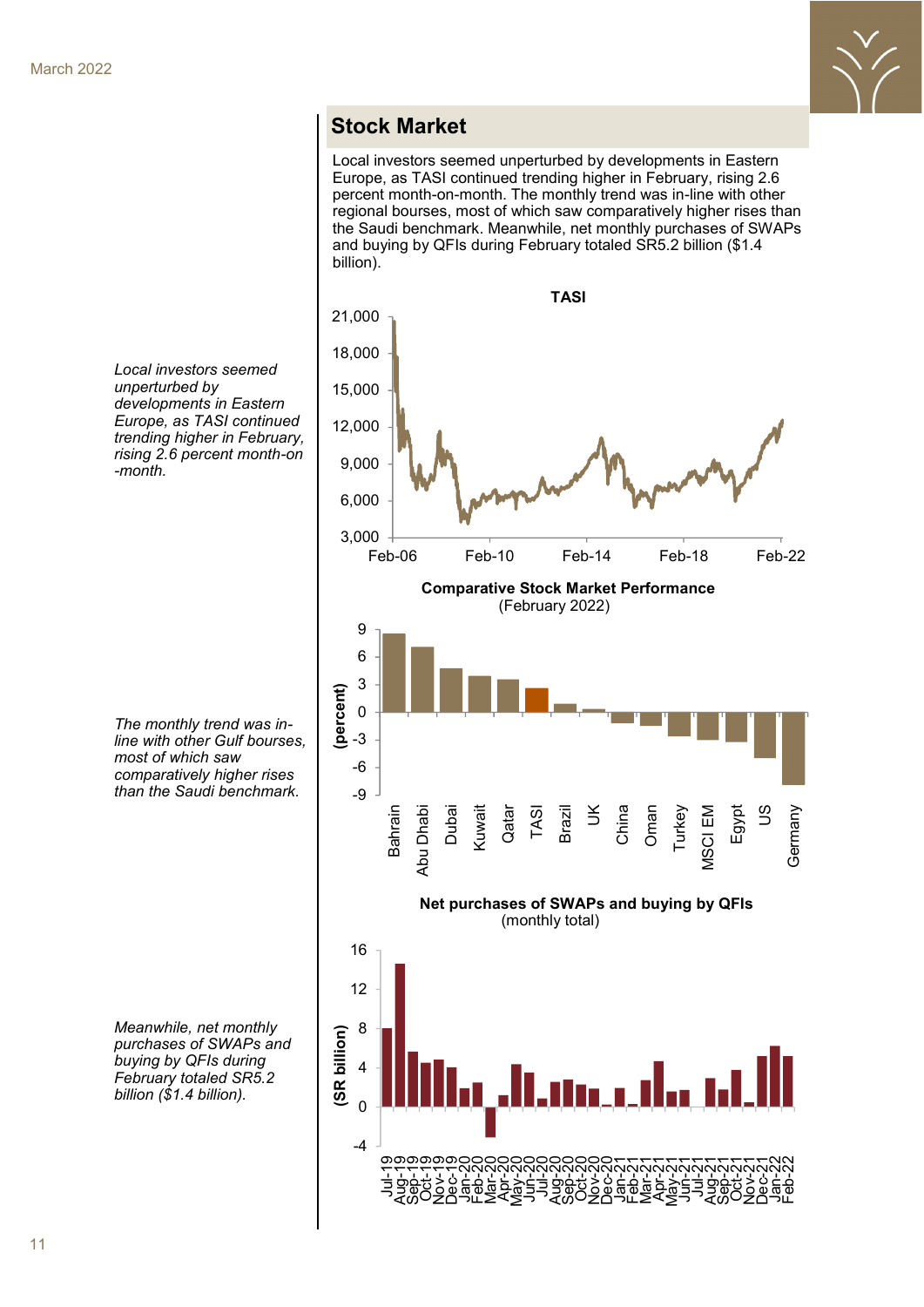## Stock Market

Local investors seemed unperturbed by developments in Eastern Europe, as TASI continued trending higher in February, rising 2.6 percent month-on-month. The monthly trend was in-line with other regional bourses, most of which saw comparatively higher rises than the Saudi benchmark. Meanwhile, net monthly purchases of SWAPs and buying by QFIs during February totaled SR5.2 billion ($1.4 billion).

*Local investors seemed unperturbed by developments in Eastern Europe, as TASI continued trending higher in February, rising 2.6 percent month-on-month.*

**TASI**

**Comparative Stock Market Performance**
(February 2022)

*The monthly trend was in-line with other Gulf bourses, most of which saw comparatively higher rises than the Saudi benchmark.*

**Net purchases of SWAPs and buying by QFIs**
(monthly total)

*Meanwhile, net monthly purchases of SWAPs and buying by QFIs during February totaled SR5.2 billion ($1.4 billion).*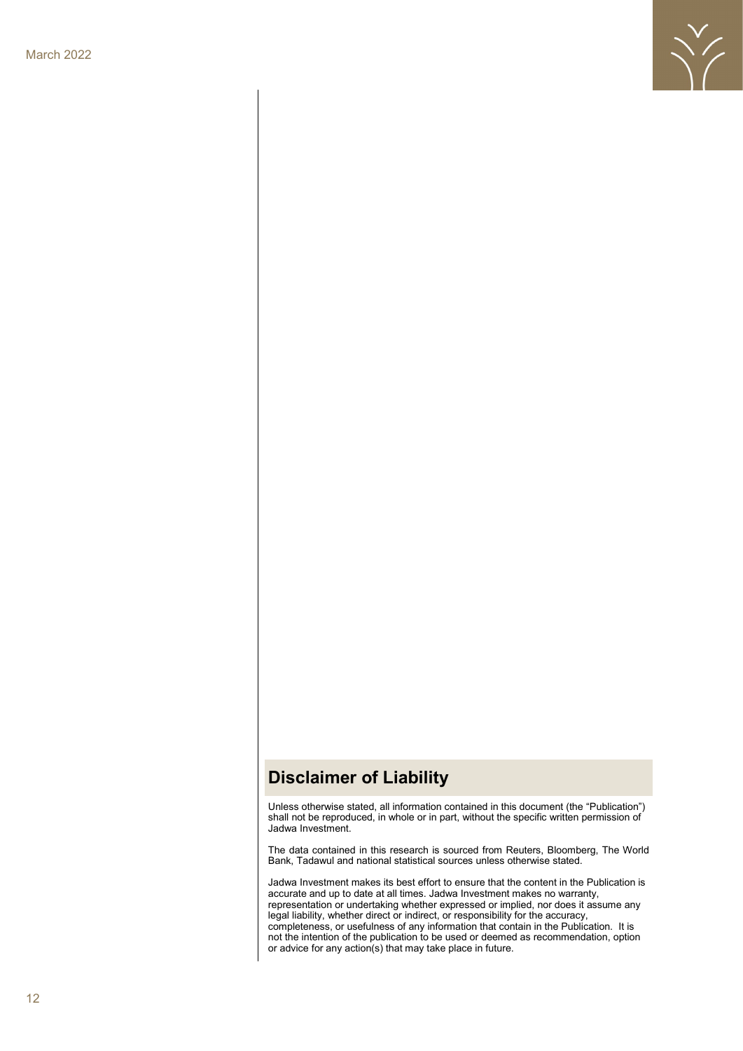## Disclaimer of Liability

Unless otherwise stated, all information contained in this document (the "Publication") shall not be reproduced, in whole or in part, without the specific written permission of Jadwa Investment.

The data contained in this research is sourced from Reuters, Bloomberg, The World Bank, Tadawul and national statistical sources unless otherwise stated.

Jadwa Investment makes its best effort to ensure that the content in the Publication is accurate and up to date at all times. Jadwa Investment makes no warranty, representation or undertaking whether expressed or implied, nor does it assume any legal liability, whether direct or indirect, or responsibility for the accuracy, completeness, or usefulness of any information that contain in the Publication. It is not the intention of the publication to be used or deemed as recommendation, option or advice for any action(s) that may take place in future.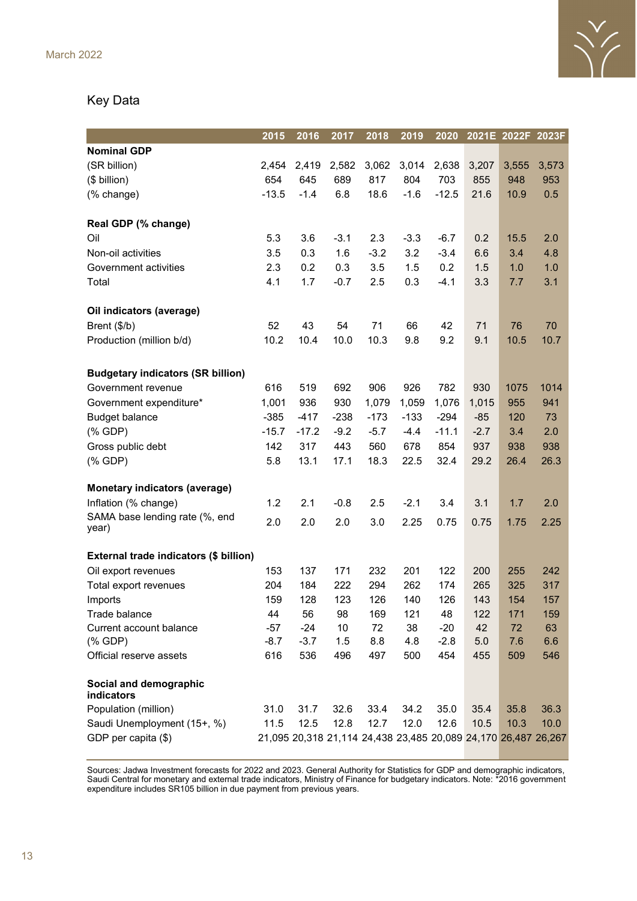## Key Data

| | 2015 | 2016 | 2017 | 2018 | 2019 | 2020 | 2021E | 2022F | 2023F |
|---|---|---|---|---|---|---|---|---|---|
| **Nominal GDP** | | | | | | | | | |
| (SR billion) | 2,454 | 2,419 | 2,582 | 3,062 | 3,014 | 2,638 | 3,207 | 3,555 | 3,573 |
| ($ billion) | 654 | 645 | 689 | 817 | 804 | 703 | 855 | 948 | 953 |
| (% change) | -13.5 | -1.4 | 6.8 | 18.6 | -1.6 | -12.5 | 21.6 | 10.9 | 0.5 |
| **Real GDP (% change)** | | | | | | | | | |
| Oil | 5.3 | 3.6 | -3.1 | 2.3 | -3.3 | -6.7 | 0.2 | 15.5 | 2.0 |
| Non-oil activities | 3.5 | 0.3 | 1.6 | -3.2 | 3.2 | -3.4 | 6.6 | 3.4 | 4.8 |
| Government activities | 2.3 | 0.2 | 0.3 | 3.5 | 1.5 | 0.2 | 1.5 | 1.0 | 1.0 |
| Total | 4.1 | 1.7 | -0.7 | 2.5 | 0.3 | -4.1 | 3.3 | 7.7 | 3.1 |
| **Oil indicators (average)** | | | | | | | | | |
| Brent ($/b) | 52 | 43 | 54 | 71 | 66 | 42 | 71 | 76 | 70 |
| Production (million b/d) | 10.2 | 10.4 | 10.0 | 10.3 | 9.8 | 9.2 | 9.1 | 10.5 | 10.7 |
| **Budgetary indicators (SR billion)** | | | | | | | | | |
| Government revenue | 616 | 519 | 692 | 906 | 926 | 782 | 930 | 1075 | 1014 |
| Government expenditure* | 1,001 | 936 | 930 | 1,079 | 1,059 | 1,076 | 1,015 | 955 | 941 |
| Budget balance | -385 | -417 | -238 | -173 | -133 | -294 | -85 | 120 | 73 |
| (% GDP) | -15.7 | -17.2 | -9.2 | -5.7 | -4.4 | -11.1 | -2.7 | 3.4 | 2.0 |
| Gross public debt | 142 | 317 | 443 | 560 | 678 | 854 | 937 | 938 | 938 |
| (% GDP) | 5.8 | 13.1 | 17.1 | 18.3 | 22.5 | 32.4 | 29.2 | 26.4 | 26.3 |
| **Monetary indicators (average)** | | | | | | | | | |
| Inflation (% change) | 1.2 | 2.1 | -0.8 | 2.5 | -2.1 | 3.4 | 3.1 | 1.7 | 2.0 |
| SAMA base lending rate (%, end year) | 2.0 | 2.0 | 2.0 | 3.0 | 2.25 | 0.75 | 0.75 | 1.75 | 2.25 |
| **External trade indicators ($ billion)** | | | | | | | | | |
| Oil export revenues | 153 | 137 | 171 | 232 | 201 | 122 | 200 | 255 | 242 |
| Total export revenues | 204 | 184 | 222 | 294 | 262 | 174 | 265 | 325 | 317 |
| Imports | 159 | 128 | 123 | 126 | 140 | 126 | 143 | 154 | 157 |
| Trade balance | 44 | 56 | 98 | 169 | 121 | 48 | 122 | 171 | 159 |
| Current account balance | -57 | -24 | 10 | 72 | 38 | -20 | 42 | 72 | 63 |
| (% GDP) | -8.7 | -3.7 | 1.5 | 8.8 | 4.8 | -2.8 | 5.0 | 7.6 | 6.6 |
| Official reserve assets | 616 | 536 | 496 | 497 | 500 | 454 | 455 | 509 | 546 |
| **Social and demographic indicators** | | | | | | | | | |
| Population (million) | 31.0 | 31.7 | 32.6 | 33.4 | 34.2 | 35.0 | 35.4 | 35.8 | 36.3 |
| Saudi Unemployment (15+, %) | 11.5 | 12.5 | 12.8 | 12.7 | 12.0 | 12.6 | 10.5 | 10.3 | 10.0 |
| GDP per capita ($) | 21,095 | 20,318 | 21,114 | 24,438 | 23,485 | 20,089 | 24,170 | 26,487 | 26,267 |

Sources: Jadwa Investment forecasts for 2022 and 2023. General Authority for Statistics for GDP and demographic indicators, Saudi Central for monetary and external trade indicators, Ministry of Finance for budgetary indicators. Note: *2016 government expenditure includes SR105 billion in due payment from previous years.